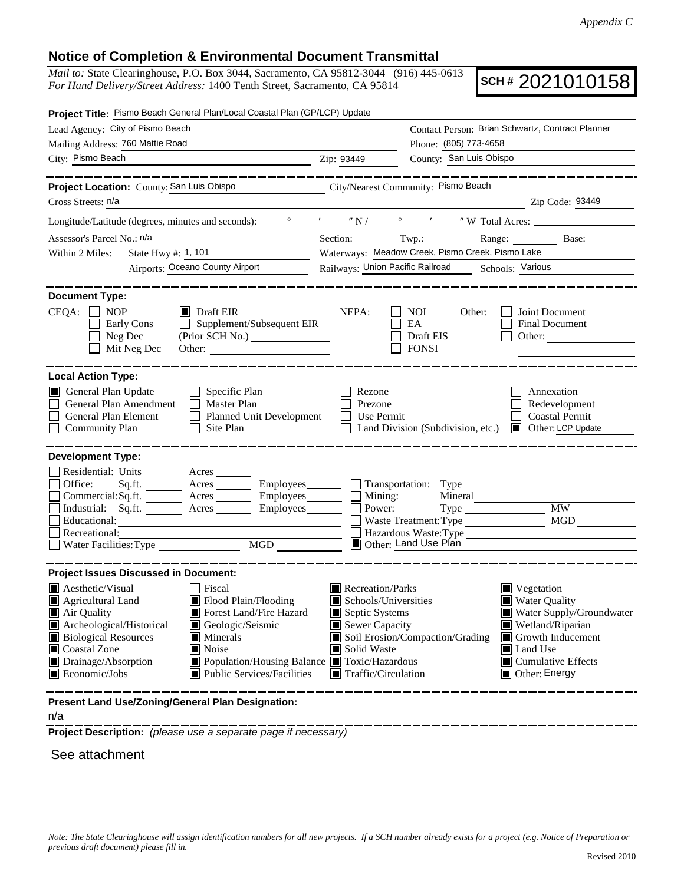*Appendix C*

## Notice of Completion & Environmental Document Transmittal

*Mail to:* State Clearinghouse, P.O. Box 3044, Sacramento, CA 95812-3044 (916) 445-0613
*For Hand Delivery/Street Address:* 1400 Tenth Street, Sacramento, CA 95814

**SCH #** 2021010158

**Project Title:** Pismo Beach General Plan/Local Coastal Plan (GP/LCP) Update

Lead Agency: City of Pismo Beach
Mailing Address: 760 Mattie Road
City: Pismo Beach Zip: 93449

Contact Person: Brian Schwartz, Contract Planner
Phone: (805) 773-4658
County: San Luis Obispo

---

**Project Location:** County: San Luis Obispo City/Nearest Community: Pismo Beach
Cross Streets: n/a Zip Code: 93449
Longitude/Latitude (degrees, minutes and seconds): \_\_\_° \_\_\_′ \_\_\_″ N / \_\_\_° \_\_\_′ \_\_\_″ W Total Acres: \_\_\_
Assessor's Parcel No.: n/a Section: \_\_\_ Twp.: \_\_\_ Range: \_\_\_ Base: \_\_\_
Within 2 Miles: State Hwy #: 1, 101 Waterways: Meadow Creek, Pismo Creek, Pismo Lake
Airports: Oceano County Airport Railways: Union Pacific Railroad Schools: Various

---

**Document Type:**

CEQA:
- ☐ NOP
- ☐ Early Cons
- ☐ Neg Dec
- ☐ Mit Neg Dec
- ☒ Draft EIR
- ☐ Supplement/Subsequent EIR (Prior SCH No.) \_\_\_
- Other: \_\_\_

NEPA:
- ☐ NOI
- ☐ EA
- ☐ Draft EIS
- ☐ FONSI

Other:
- ☐ Joint Document
- ☐ Final Document
- ☐ Other: \_\_\_

---

**Local Action Type:**

- ☒ General Plan Update
- ☐ General Plan Amendment
- ☐ General Plan Element
- ☐ Community Plan
- ☐ Specific Plan
- ☐ Master Plan
- ☐ Planned Unit Development
- ☐ Site Plan
- ☐ Rezone
- ☐ Prezone
- ☐ Use Permit
- ☐ Land Division (Subdivision, etc.)
- ☐ Annexation
- ☐ Redevelopment
- ☐ Coastal Permit
- ☒ Other: LCP Update

---

**Development Type:**

- ☐ Residential: Units \_\_\_ Acres \_\_\_
- ☐ Office: Sq.ft. \_\_\_ Acres \_\_\_ Employees \_\_\_
- ☐ Commercial: Sq.ft. \_\_\_ Acres \_\_\_ Employees \_\_\_
- ☐ Industrial: Sq.ft. \_\_\_ Acres \_\_\_ Employees \_\_\_
- ☐ Educational: \_\_\_
- ☐ Recreational: \_\_\_
- ☐ Water Facilities: Type \_\_\_ MGD \_\_\_
- ☐ Transportation: Type \_\_\_
- ☐ Mining: Mineral \_\_\_
- ☐ Power: Type \_\_\_ MW \_\_\_
- ☐ Waste Treatment: Type \_\_\_ MGD \_\_\_
- ☐ Hazardous Waste: Type \_\_\_
- ☒ Other: Land Use Plan

---

**Project Issues Discussed in Document:**

- ☒ Aesthetic/Visual
- ☒ Agricultural Land
- ☒ Air Quality
- ☒ Archeological/Historical
- ☒ Biological Resources
- ☒ Coastal Zone
- ☒ Drainage/Absorption
- ☒ Economic/Jobs
- ☐ Fiscal
- ☒ Flood Plain/Flooding
- ☒ Forest Land/Fire Hazard
- ☒ Geologic/Seismic
- ☒ Minerals
- ☒ Noise
- ☒ Population/Housing Balance
- ☒ Public Services/Facilities
- ☒ Recreation/Parks
- ☒ Schools/Universities
- ☒ Septic Systems
- ☒ Sewer Capacity
- ☒ Soil Erosion/Compaction/Grading
- ☒ Solid Waste
- ☒ Toxic/Hazardous
- ☒ Traffic/Circulation
- ☒ Vegetation
- ☒ Water Quality
- ☒ Water Supply/Groundwater
- ☒ Wetland/Riparian
- ☒ Growth Inducement
- ☒ Land Use
- ☒ Cumulative Effects
- ☒ Other: Energy

---

**Present Land Use/Zoning/General Plan Designation:**

n/a

---

**Project Description:** *(please use a separate page if necessary)*

See attachment

*Note: The State Clearinghouse will assign identification numbers for all new projects. If a SCH number already exists for a project (e.g. Notice of Preparation or previous draft document) please fill in.*

Revised 2010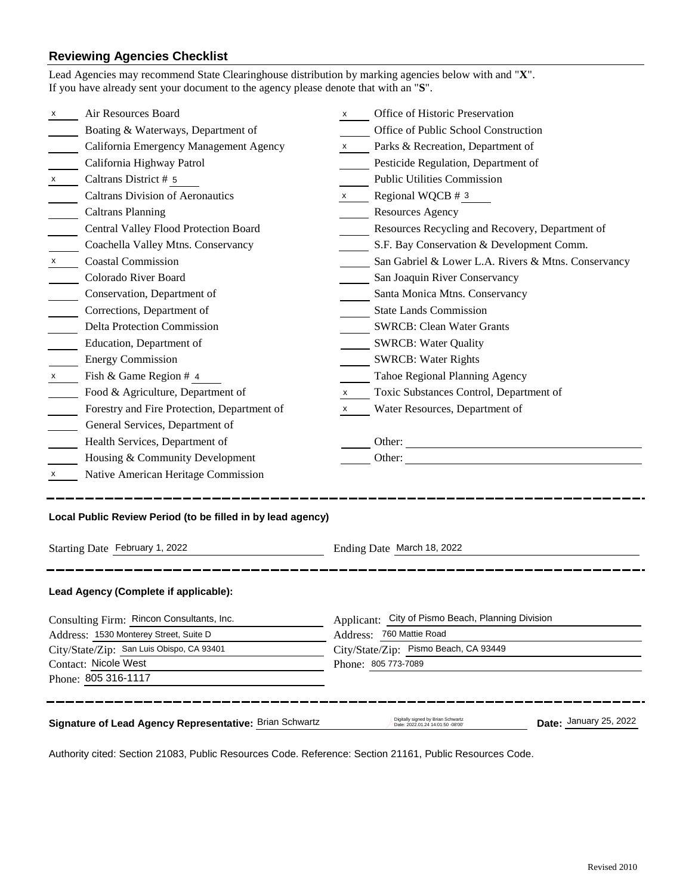## Reviewing Agencies Checklist

Lead Agencies may recommend State Clearinghouse distribution by marking agencies below with and "**X**". If you have already sent your document to the agency please denote that with an "**S**".

| | | | |
|---|---|---|---|
| x | Air Resources Board | x | Office of Historic Preservation |
| | Boating & Waterways, Department of | | Office of Public School Construction |
| | California Emergency Management Agency | x | Parks & Recreation, Department of |
| | California Highway Patrol | | Pesticide Regulation, Department of |
| x | Caltrans District # 5 | | Public Utilities Commission |
| | Caltrans Division of Aeronautics | x | Regional WQCB # 3 |
| | Caltrans Planning | | Resources Agency |
| | Central Valley Flood Protection Board | | Resources Recycling and Recovery, Department of |
| | Coachella Valley Mtns. Conservancy | | S.F. Bay Conservation & Development Comm. |
| x | Coastal Commission | | San Gabriel & Lower L.A. Rivers & Mtns. Conservancy |
| | Colorado River Board | | San Joaquin River Conservancy |
| | Conservation, Department of | | Santa Monica Mtns. Conservancy |
| | Corrections, Department of | | State Lands Commission |
| | Delta Protection Commission | | SWRCB: Clean Water Grants |
| | Education, Department of | | SWRCB: Water Quality |
| | Energy Commission | | SWRCB: Water Rights |
| x | Fish & Game Region # 4 | | Tahoe Regional Planning Agency |
| | Food & Agriculture, Department of | x | Toxic Substances Control, Department of |
| | Forestry and Fire Protection, Department of | x | Water Resources, Department of |
| | General Services, Department of | | |
| | Health Services, Department of | | Other: |
| | Housing & Community Development | | Other: |
| x | Native American Heritage Commission | | |

---

**Local Public Review Period (to be filled in by lead agency)**

Starting Date February 1, 2022 Ending Date March 18, 2022

---

**Lead Agency (Complete if applicable):**

Consulting Firm: Rincon Consultants, Inc.
Address: 1530 Monterey Street, Suite D
City/State/Zip: San Luis Obispo, CA 93401
Contact: Nicole West
Phone: 805 316-1117

Applicant: City of Pismo Beach, Planning Division
Address: 760 Mattie Road
City/State/Zip: Pismo Beach, CA 93449
Phone: 805 773-7089

---

**Signature of Lead Agency Representative:** Brian Schwartz Digitally signed by Brian Schwartz Date: 2022.01.24 14:01:50 -08'00' **Date:** January 25, 2022

Authority cited: Section 21083, Public Resources Code. Reference: Section 21161, Public Resources Code.

Revised 2010